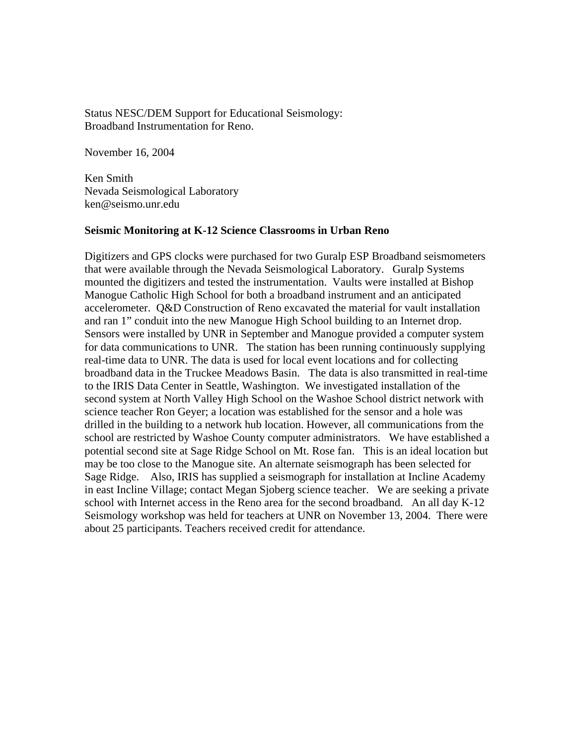Status NESC/DEM Support for Educational Seismology:
Broadband Instrumentation for Reno.

November 16, 2004

Ken Smith
Nevada Seismological Laboratory
ken@seismo.unr.edu

**Seismic Monitoring at K-12 Science Classrooms in Urban Reno**

Digitizers and GPS clocks were purchased for two Guralp ESP Broadband seismometers that were available through the Nevada Seismological Laboratory. Guralp Systems mounted the digitizers and tested the instrumentation. Vaults were installed at Bishop Manogue Catholic High School for both a broadband instrument and an anticipated accelerometer. Q&D Construction of Reno excavated the material for vault installation and ran 1" conduit into the new Manogue High School building to an Internet drop. Sensors were installed by UNR in September and Manogue provided a computer system for data communications to UNR. The station has been running continuously supplying real-time data to UNR. The data is used for local event locations and for collecting broadband data in the Truckee Meadows Basin. The data is also transmitted in real-time to the IRIS Data Center in Seattle, Washington. We investigated installation of the second system at North Valley High School on the Washoe School district network with science teacher Ron Geyer; a location was established for the sensor and a hole was drilled in the building to a network hub location. However, all communications from the school are restricted by Washoe County computer administrators. We have established a potential second site at Sage Ridge School on Mt. Rose fan. This is an ideal location but may be too close to the Manogue site. An alternate seismograph has been selected for Sage Ridge. Also, IRIS has supplied a seismograph for installation at Incline Academy in east Incline Village; contact Megan Sjoberg science teacher. We are seeking a private school with Internet access in the Reno area for the second broadband. An all day K-12 Seismology workshop was held for teachers at UNR on November 13, 2004. There were about 25 participants. Teachers received credit for attendance.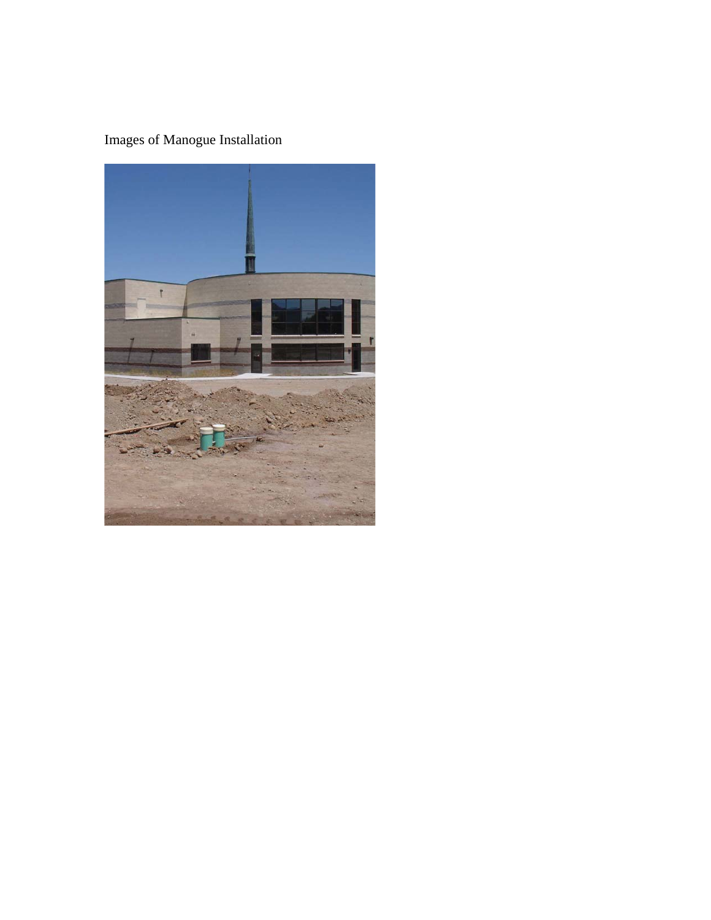Images of Manogue Installation